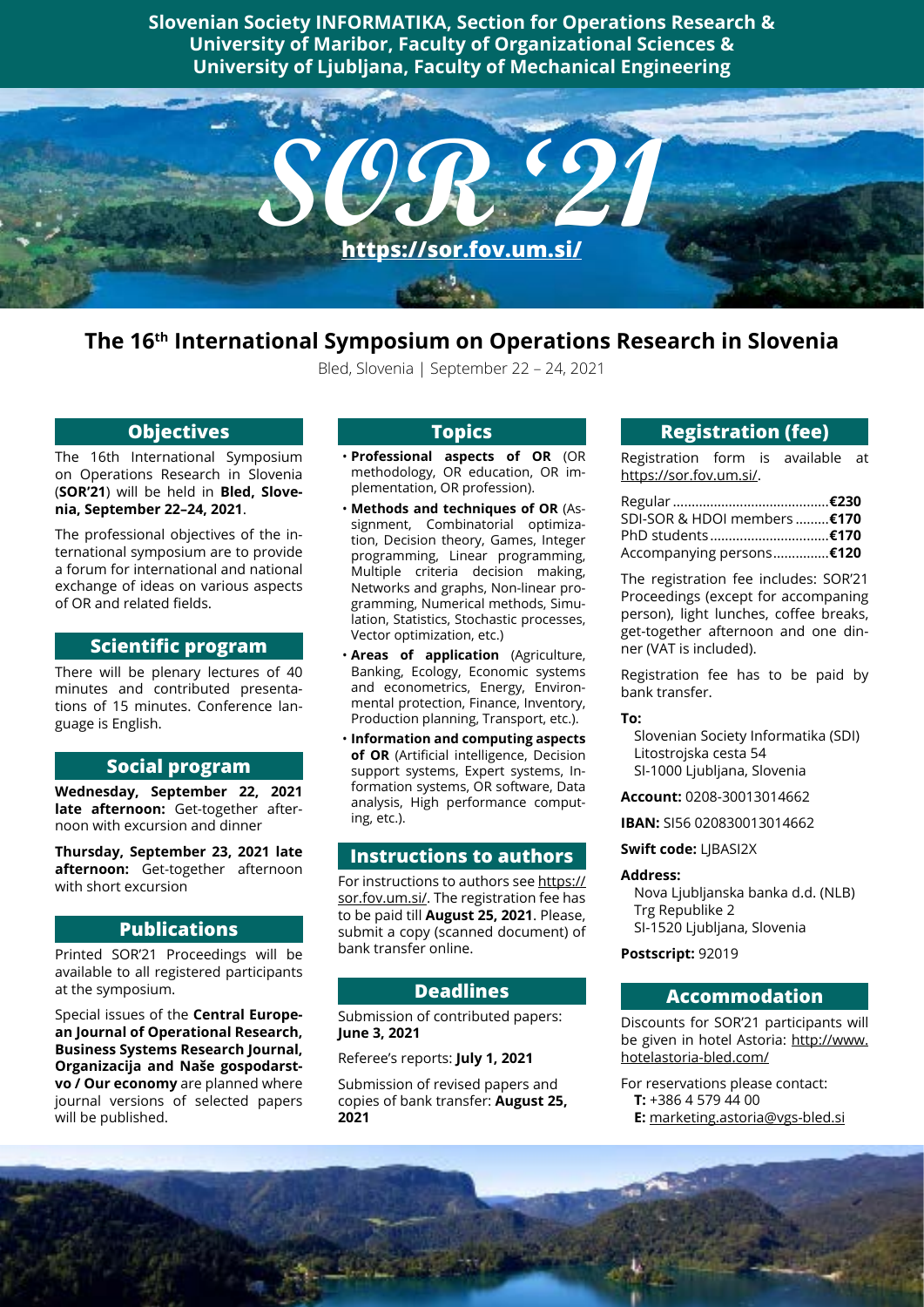**Slovenian Society INFORMATIKA, Section for Operations Research & University of Maribor, Faculty of Organizational Sciences & University of Ljubljana, Faculty of Mechanical Engineering**

# SOR '21

https://sor.fov.um.si/

# The 16th International Symposium on Operations Research in Slovenia

Bled, Slovenia | September 22 – 24, 2021

## Objectives

The 16th International Symposium on Operations Research in Slovenia (**SOR'21**) will be held in **Bled, Slovenia, September 22–24, 2021**.

The professional objectives of the international symposium are to provide a forum for international and national exchange of ideas on various aspects of OR and related fields.

## Scientific program

There will be plenary lectures of 40 minutes and contributed presentations of 15 minutes. Conference language is English.

## Social program

**Wednesday, September 22, 2021 late afternoon:** Get-together afternoon with excursion and dinner

**Thursday, September 23, 2021 late afternoon:** Get-together afternoon with short excursion

## Publications

Printed SOR'21 Proceedings will be available to all registered participants at the symposium.

Special issues of the **Central European Journal of Operational Research, Business Systems Research Journal, Organizacija and Naše gospodarstvo / Our economy** are planned where journal versions of selected papers will be published.

## Topics

- **Professional aspects of OR** (OR methodology, OR education, OR implementation, OR profession).
- **Methods and techniques of OR** (Assignment, Combinatorial optimization, Decision theory, Games, Integer programming, Linear programming, Multiple criteria decision making, Networks and graphs, Non-linear programming, Numerical methods, Simulation, Statistics, Stochastic processes, Vector optimization, etc.)
- **Areas of application** (Agriculture, Banking, Ecology, Economic systems and econometrics, Energy, Environmental protection, Finance, Inventory, Production planning, Transport, etc.).
- **Information and computing aspects of OR** (Artificial intelligence, Decision support systems, Expert systems, Information systems, OR software, Data analysis, High performance computing, etc.).

## Instructions to authors

For instructions to authors see https://sor.fov.um.si/. The registration fee has to be paid till **August 25, 2021**. Please, submit a copy (scanned document) of bank transfer online.

## Deadlines

Submission of contributed papers: **June 3, 2021**

Referee's reports: **July 1, 2021**

Submission of revised papers and copies of bank transfer: **August 25, 2021**

## Registration (fee)

Registration form is available at https://sor.fov.um.si/.

Regular ........................................**€230**
SDI-SOR & HDOI members .........**€170**
PhD students..............................**€170**
Accompanying persons..............**€120**

The registration fee includes: SOR'21 Proceedings (except for accompaning person), light lunches, coffee breaks, get-together afternoon and one dinner (VAT is included).

Registration fee has to be paid by bank transfer.

**To:**
Slovenian Society Informatika (SDI)
Litostrojska cesta 54
SI-1000 Ljubljana, Slovenia

**Account:** 0208-30013014662

**IBAN:** SI56 020830013014662

**Swift code:** LJBASI2X

**Address:**
Nova Ljubljanska banka d.d. (NLB)
Trg Republike 2
SI-1520 Ljubljana, Slovenia

**Postscript:** 92019

## Accommodation

Discounts for SOR'21 participants will be given in hotel Astoria: http://www.hotelastoria-bled.com/

For reservations please contact:
**T:** +386 4 579 44 00
**E:** marketing.astoria@vgs-bled.si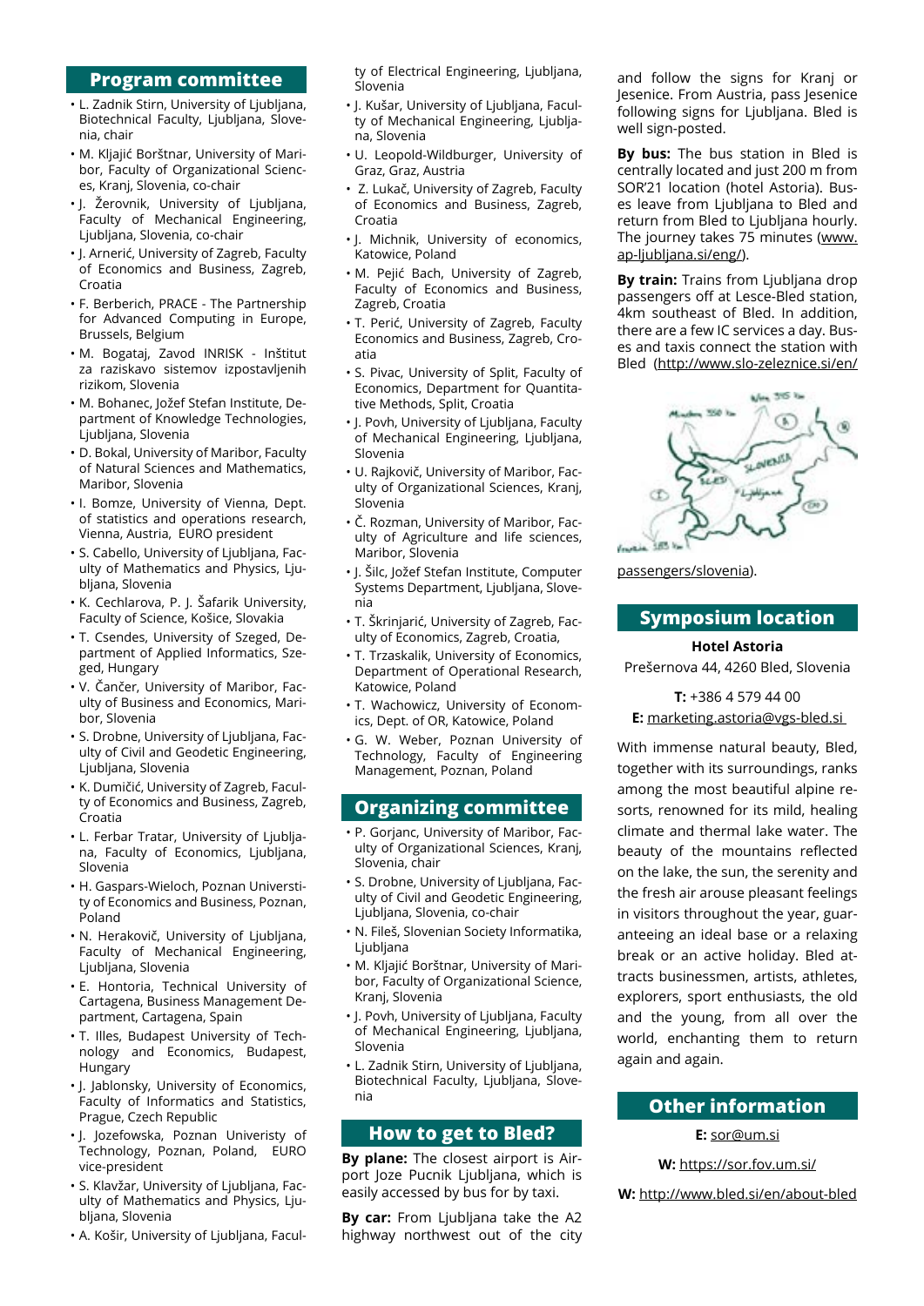## Program committee

- L. Zadnik Stirn, University of Ljubljana, Biotechnical Faculty, Ljubljana, Slovenia, chair
- M. Kljajić Borštnar, University of Maribor, Faculty of Organizational Sciences, Kranj, Slovenia, co-chair
- J. Žerovnik, University of Ljubljana, Faculty of Mechanical Engineering, Ljubljana, Slovenia, co-chair
- J. Arnerić, University of Zagreb, Faculty of Economics and Business, Zagreb, Croatia
- F. Berberich, PRACE - The Partnership for Advanced Computing in Europe, Brussels, Belgium
- M. Bogataj, Zavod INRISK - Inštitut za raziskavo sistemov izpostavljenih rizikom, Slovenia
- M. Bohanec, Jožef Stefan Institute, Department of Knowledge Technologies, Ljubljana, Slovenia
- D. Bokal, University of Maribor, Faculty of Natural Sciences and Mathematics, Maribor, Slovenia
- I. Bomze, University of Vienna, Dept. of statistics and operations research, Vienna, Austria, EURO president
- S. Cabello, University of Ljubljana, Faculty of Mathematics and Physics, Ljubljana, Slovenia
- K. Cechlarova, P. J. Šafarik University, Faculty of Science, Košice, Slovakia
- T. Csendes, University of Szeged, Department of Applied Informatics, Szeged, Hungary
- V. Čančer, University of Maribor, Faculty of Business and Economics, Maribor, Slovenia
- S. Drobne, University of Ljubljana, Faculty of Civil and Geodetic Engineering, Ljubljana, Slovenia
- K. Dumičić, University of Zagreb, Faculty of Economics and Business, Zagreb, Croatia
- L. Ferbar Tratar, University of Ljubljana, Faculty of Economics, Ljubljana, Slovenia
- H. Gaspars-Wieloch, Poznan University of Economics and Business, Poznan, Poland
- N. Herakovič, University of Ljubljana, Faculty of Mechanical Engineering, Ljubljana, Slovenia
- E. Hontoria, Technical University of Cartagena, Business Management Department, Cartagena, Spain
- T. Illes, Budapest University of Technology and Economics, Budapest, Hungary
- J. Jablonsky, University of Economics, Faculty of Informatics and Statistics, Prague, Czech Republic
- J. Jozefowska, Poznan Univeristy of Technology, Poznan, Poland, EURO vice-president
- S. Klavžar, University of Ljubljana, Faculty of Mathematics and Physics, Ljubljana, Slovenia
- A. Košir, University of Ljubljana, Faculty of Electrical Engineering, Ljubljana, Slovenia
- J. Kušar, University of Ljubljana, Faculty of Mechanical Engineering, Ljubljana, Slovenia
- U. Leopold-Wildburger, University of Graz, Graz, Austria
- Z. Lukač, University of Zagreb, Faculty of Economics and Business, Zagreb, Croatia
- J. Michnik, University of economics, Katowice, Poland
- M. Pejić Bach, University of Zagreb, Faculty of Economics and Business, Zagreb, Croatia
- T. Perić, University of Zagreb, Faculty Economics and Business, Zagreb, Croatia
- S. Pivac, University of Split, Faculty of Economics, Department for Quantitative Methods, Split, Croatia
- J. Povh, University of Ljubljana, Faculty of Mechanical Engineering, Ljubljana, Slovenia
- U. Rajkovič, University of Maribor, Faculty of Organizational Sciences, Kranj, Slovenia
- Č. Rozman, University of Maribor, Faculty of Agriculture and life sciences, Maribor, Slovenia
- J. Šilc, Jožef Stefan Institute, Computer Systems Department, Ljubljana, Slovenia
- T. Škrinjarić, University of Zagreb, Faculty of Economics, Zagreb, Croatia,
- T. Trzaskalik, University of Economics, Department of Operational Research, Katowice, Poland
- T. Wachowicz, University of Economics, Dept. of OR, Katowice, Poland
- G. W. Weber, Poznan University of Technology, Faculty of Engineering Management, Poznan, Poland

## Organizing committee

- P. Gorjanc, University of Maribor, Faculty of Organizational Sciences, Kranj, Slovenia, chair
- S. Drobne, University of Ljubljana, Faculty of Civil and Geodetic Engineering, Ljubljana, Slovenia, co-chair
- N. Fileš, Slovenian Society Informatika, Ljubljana
- M. Kljajić Borštnar, University of Maribor, Faculty of Organizational Science, Kranj, Slovenia
- J. Povh, University of Ljubljana, Faculty of Mechanical Engineering, Ljubljana, Slovenia
- L. Zadnik Stirn, University of Ljubljana, Biotechnical Faculty, Ljubljana, Slovenia

## How to get to Bled?

**By plane:** The closest airport is Airport Joze Pucnik Ljubljana, which is easily accessed by bus for by taxi.

**By car:** From Ljubljana take the A2 highway northwest out of the city and follow the signs for Kranj or Jesenice. From Austria, pass Jesenice following signs for Ljubljana. Bled is well sign-posted.

**By bus:** The bus station in Bled is centrally located and just 200 m from SOR'21 location (hotel Astoria). Buses leave from Ljubljana to Bled and return from Bled to Ljubljana hourly. The journey takes 75 minutes (www.ap-ljubljana.si/eng/).

**By train:** Trains from Ljubljana drop passengers off at Lesce-Bled station, 4km southeast of Bled. In addition, there are a few IC services a day. Buses and taxis connect the station with Bled (http://www.slo-zeleznice.si/en/passengers/slovenia).

## Symposium location

**Hotel Astoria**
Prešernova 44, 4260 Bled, Slovenia

**T:** +386 4 579 44 00
**E:** marketing.astoria@vgs-bled.si

With immense natural beauty, Bled, together with its surroundings, ranks among the most beautiful alpine resorts, renowned for its mild, healing climate and thermal lake water. The beauty of the mountains reflected on the lake, the sun, the serenity and the fresh air arouse pleasant feelings in visitors throughout the year, guaranteeing an ideal base or a relaxing break or an active holiday. Bled attracts businessmen, artists, athletes, explorers, sport enthusiasts, the old and the young, from all over the world, enchanting them to return again and again.

## Other information

**E:** sor@um.si

**W:** https://sor.fov.um.si/

**W:** http://www.bled.si/en/about-bled